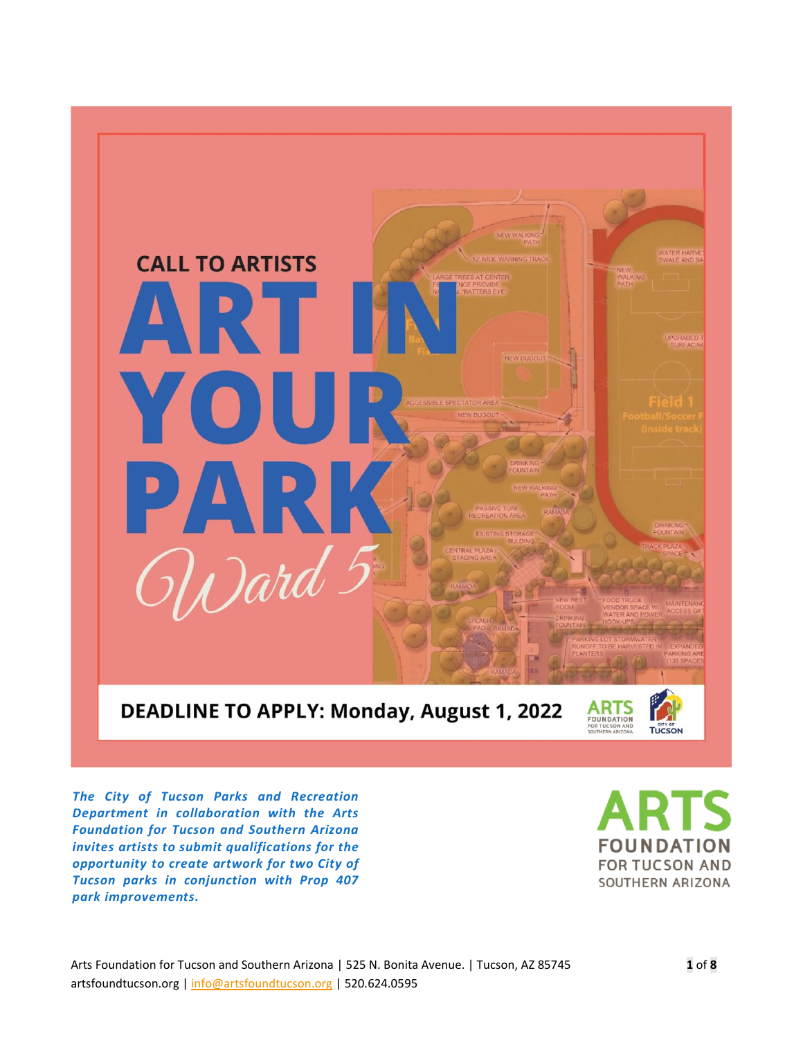CALL TO ARTISTS

# ART IN YOUR PARK

## Ward 5

**DEADLINE TO APPLY: Monday, August 1, 2022**

***The City of Tucson Parks and Recreation Department in collaboration with the Arts Foundation for Tucson and Southern Arizona invites artists to submit qualifications for the opportunity to create artwork for two City of Tucson parks in conjunction with Prop 407 park improvements.***

Arts Foundation for Tucson and Southern Arizona | 525 N. Bonita Avenue. | Tucson, AZ 85745
artsfoundtucson.org | info@artsfoundtucson.org | 520.624.0595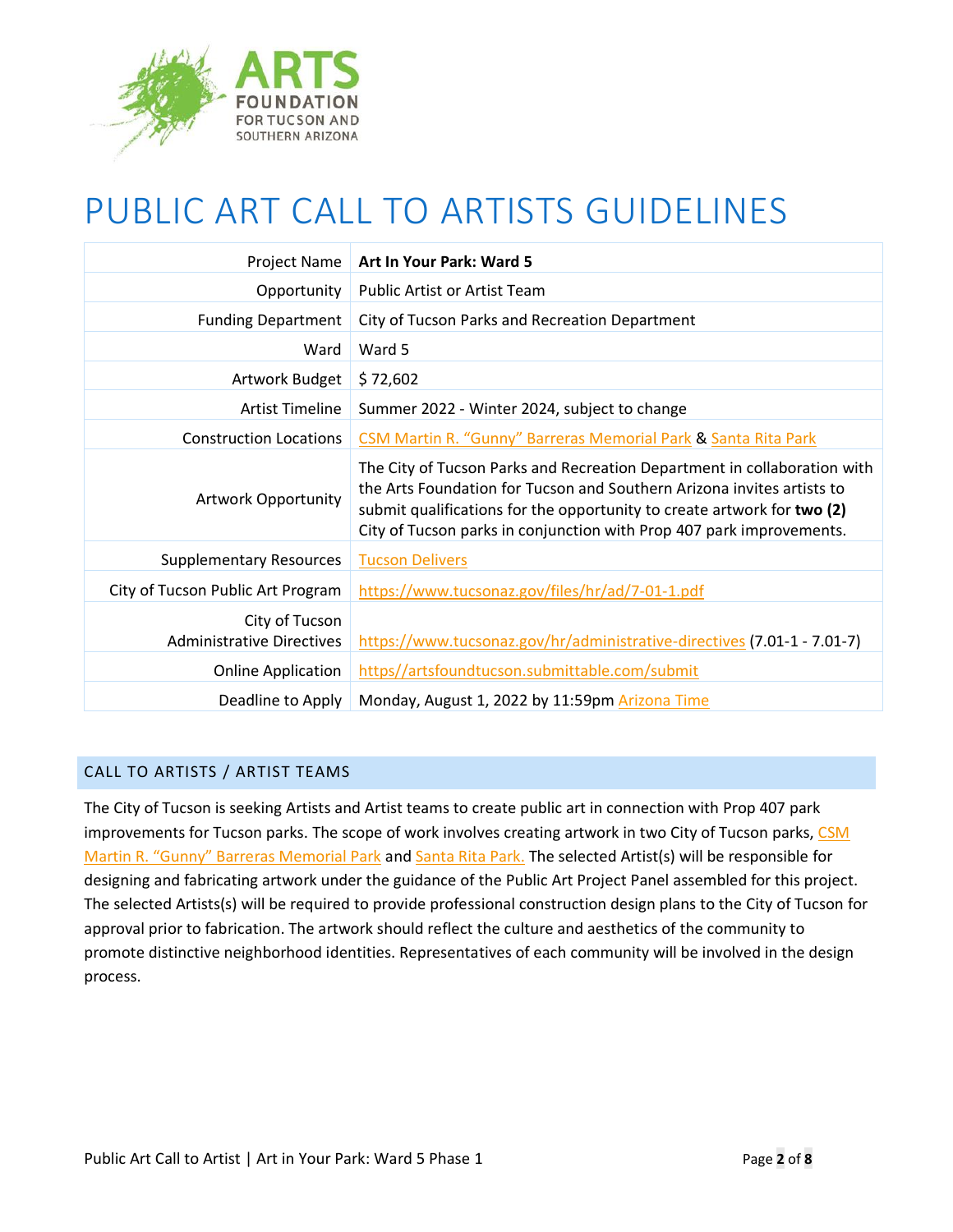# PUBLIC ART CALL TO ARTISTS GUIDELINES

| | |
|---|---|
| Project Name | **Art In Your Park: Ward 5** |
| Opportunity | Public Artist or Artist Team |
| Funding Department | City of Tucson Parks and Recreation Department |
| Ward | Ward 5 |
| Artwork Budget | $ 72,602 |
| Artist Timeline | Summer 2022 - Winter 2024, subject to change |
| Construction Locations | CSM Martin R. "Gunny" Barreras Memorial Park & Santa Rita Park |
| Artwork Opportunity | The City of Tucson Parks and Recreation Department in collaboration with the Arts Foundation for Tucson and Southern Arizona invites artists to submit qualifications for the opportunity to create artwork for **two (2)** City of Tucson parks in conjunction with Prop 407 park improvements. |
| Supplementary Resources | Tucson Delivers |
| City of Tucson Public Art Program | https://www.tucsonaz.gov/files/hr/ad/7-01-1.pdf |
| City of Tucson Administrative Directives | https://www.tucsonaz.gov/hr/administrative-directives (7.01-1 - 7.01-7) |
| Online Application | https//artsfoundtucson.submittable.com/submit |
| Deadline to Apply | Monday, August 1, 2022 by 11:59pm Arizona Time |

## CALL TO ARTISTS / ARTIST TEAMS

The City of Tucson is seeking Artists and Artist teams to create public art in connection with Prop 407 park improvements for Tucson parks. The scope of work involves creating artwork in two City of Tucson parks, CSM Martin R. "Gunny" Barreras Memorial Park and Santa Rita Park. The selected Artist(s) will be responsible for designing and fabricating artwork under the guidance of the Public Art Project Panel assembled for this project. The selected Artists(s) will be required to provide professional construction design plans to the City of Tucson for approval prior to fabrication. The artwork should reflect the culture and aesthetics of the community to promote distinctive neighborhood identities. Representatives of each community will be involved in the design process.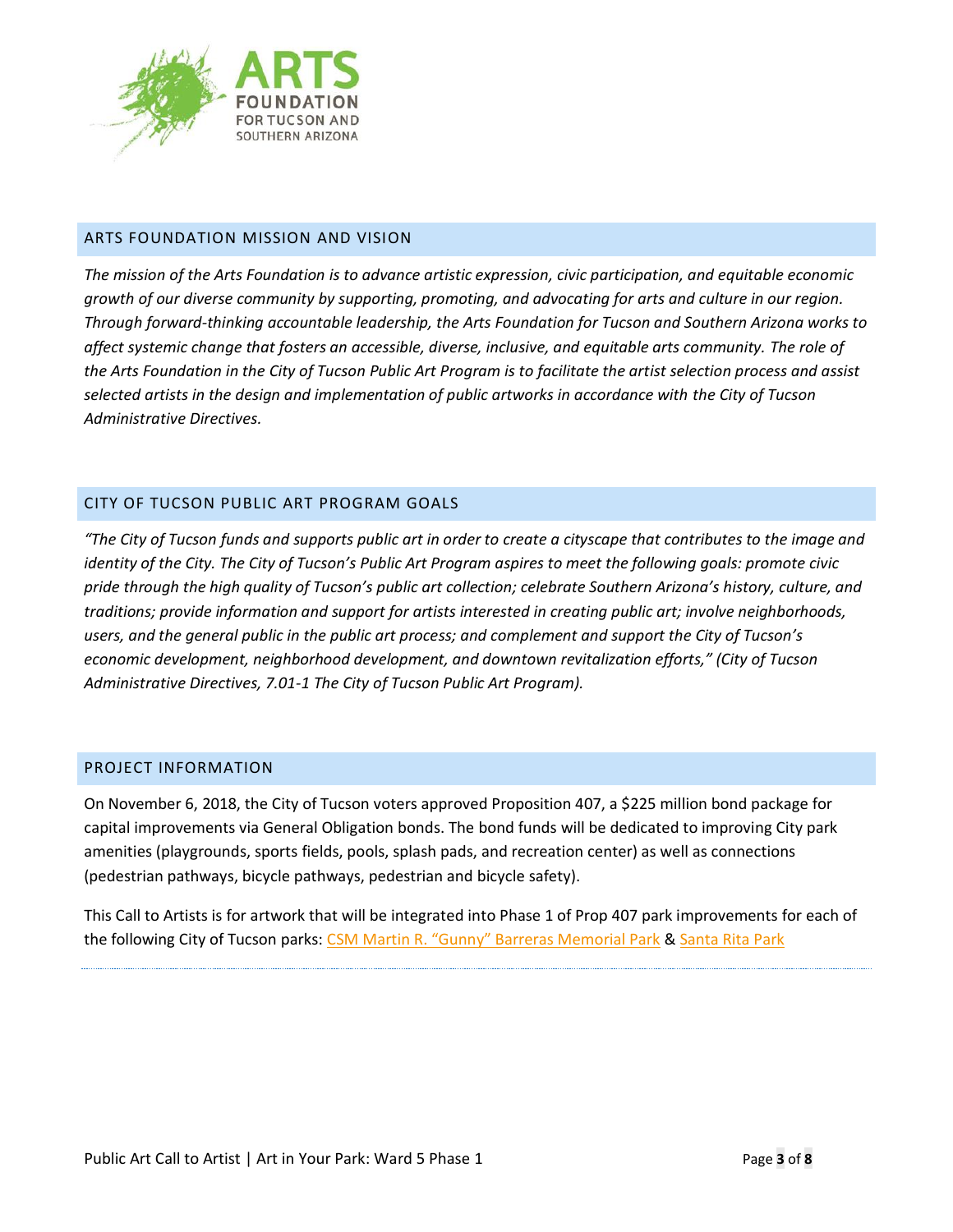## ARTS FOUNDATION MISSION AND VISION

*The mission of the Arts Foundation is to advance artistic expression, civic participation, and equitable economic growth of our diverse community by supporting, promoting, and advocating for arts and culture in our region. Through forward-thinking accountable leadership, the Arts Foundation for Tucson and Southern Arizona works to affect systemic change that fosters an accessible, diverse, inclusive, and equitable arts community. The role of the Arts Foundation in the City of Tucson Public Art Program is to facilitate the artist selection process and assist selected artists in the design and implementation of public artworks in accordance with the City of Tucson Administrative Directives.*

## CITY OF TUCSON PUBLIC ART PROGRAM GOALS

*"The City of Tucson funds and supports public art in order to create a cityscape that contributes to the image and identity of the City. The City of Tucson's Public Art Program aspires to meet the following goals: promote civic pride through the high quality of Tucson's public art collection; celebrate Southern Arizona's history, culture, and traditions; provide information and support for artists interested in creating public art; involve neighborhoods, users, and the general public in the public art process; and complement and support the City of Tucson's economic development, neighborhood development, and downtown revitalization efforts," (City of Tucson Administrative Directives, 7.01-1 The City of Tucson Public Art Program).*

## PROJECT INFORMATION

On November 6, 2018, the City of Tucson voters approved Proposition 407, a $225 million bond package for capital improvements via General Obligation bonds. The bond funds will be dedicated to improving City park amenities (playgrounds, sports fields, pools, splash pads, and recreation center) as well as connections (pedestrian pathways, bicycle pathways, pedestrian and bicycle safety).

This Call to Artists is for artwork that will be integrated into Phase 1 of Prop 407 park improvements for each of the following City of Tucson parks: CSM Martin R. "Gunny" Barreras Memorial Park & Santa Rita Park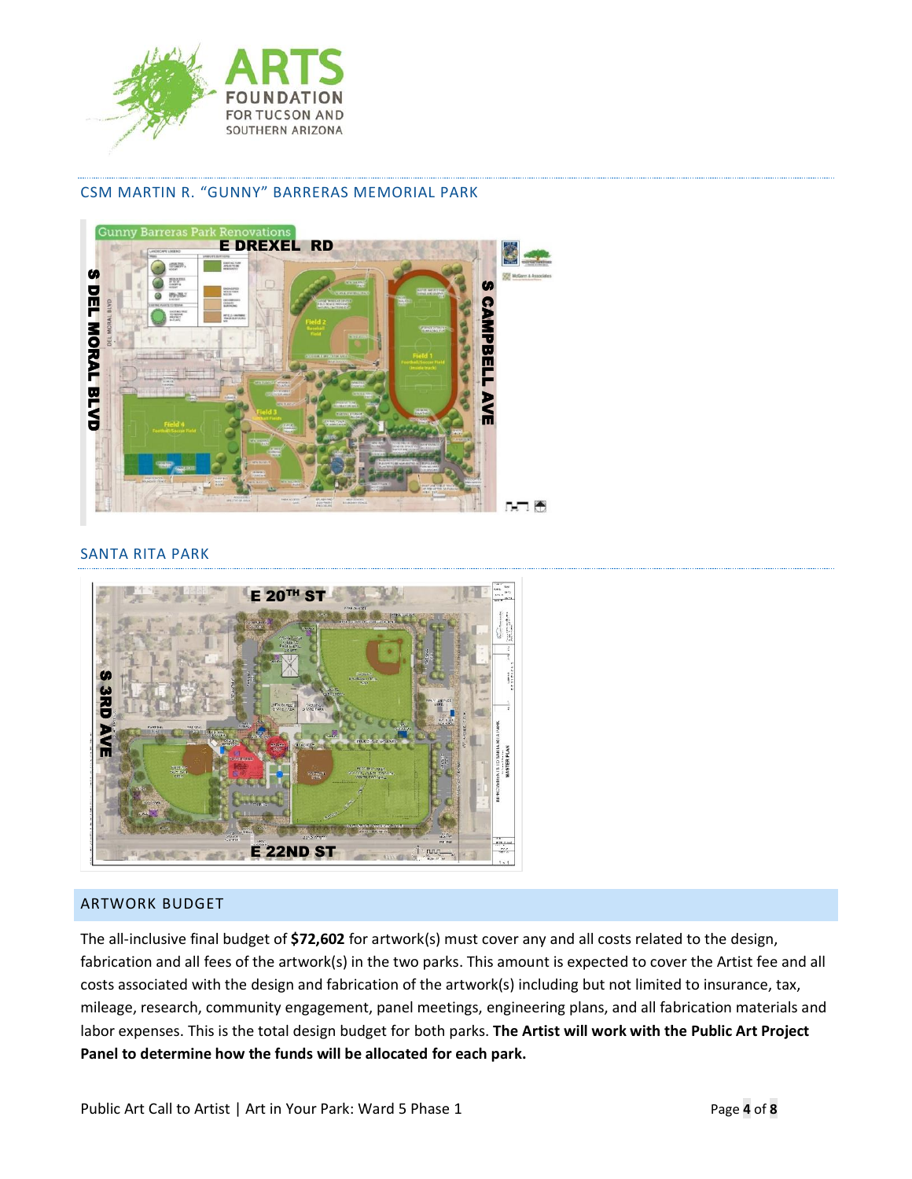## CSM MARTIN R. "GUNNY" BARRERAS MEMORIAL PARK

## SANTA RITA PARK

## ARTWORK BUDGET

The all-inclusive final budget of **$72,602** for artwork(s) must cover any and all costs related to the design, fabrication and all fees of the artwork(s) in the two parks. This amount is expected to cover the Artist fee and all costs associated with the design and fabrication of the artwork(s) including but not limited to insurance, tax, mileage, research, community engagement, panel meetings, engineering plans, and all fabrication materials and labor expenses. This is the total design budget for both parks. **The Artist will work with the Public Art Project Panel to determine how the funds will be allocated for each park.**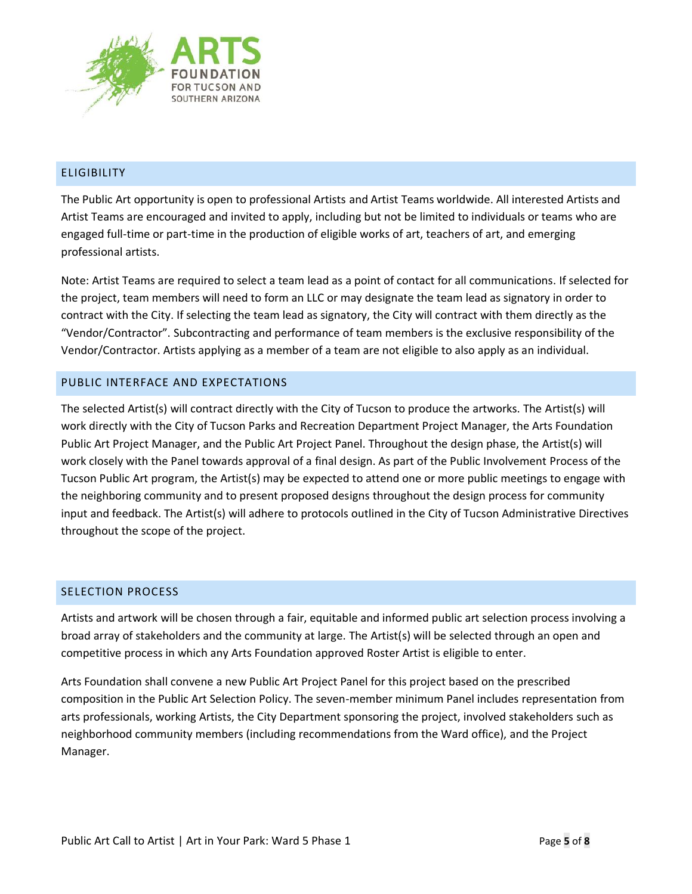## ELIGIBILITY

The Public Art opportunity is open to professional Artists and Artist Teams worldwide. All interested Artists and Artist Teams are encouraged and invited to apply, including but not be limited to individuals or teams who are engaged full-time or part-time in the production of eligible works of art, teachers of art, and emerging professional artists.

Note: Artist Teams are required to select a team lead as a point of contact for all communications. If selected for the project, team members will need to form an LLC or may designate the team lead as signatory in order to contract with the City. If selecting the team lead as signatory, the City will contract with them directly as the "Vendor/Contractor". Subcontracting and performance of team members is the exclusive responsibility of the Vendor/Contractor. Artists applying as a member of a team are not eligible to also apply as an individual.

## PUBLIC INTERFACE AND EXPECTATIONS

The selected Artist(s) will contract directly with the City of Tucson to produce the artworks. The Artist(s) will work directly with the City of Tucson Parks and Recreation Department Project Manager, the Arts Foundation Public Art Project Manager, and the Public Art Project Panel. Throughout the design phase, the Artist(s) will work closely with the Panel towards approval of a final design. As part of the Public Involvement Process of the Tucson Public Art program, the Artist(s) may be expected to attend one or more public meetings to engage with the neighboring community and to present proposed designs throughout the design process for community input and feedback. The Artist(s) will adhere to protocols outlined in the City of Tucson Administrative Directives throughout the scope of the project.

## SELECTION PROCESS

Artists and artwork will be chosen through a fair, equitable and informed public art selection process involving a broad array of stakeholders and the community at large. The Artist(s) will be selected through an open and competitive process in which any Arts Foundation approved Roster Artist is eligible to enter.

Arts Foundation shall convene a new Public Art Project Panel for this project based on the prescribed composition in the Public Art Selection Policy. The seven-member minimum Panel includes representation from arts professionals, working Artists, the City Department sponsoring the project, involved stakeholders such as neighborhood community members (including recommendations from the Ward office), and the Project Manager.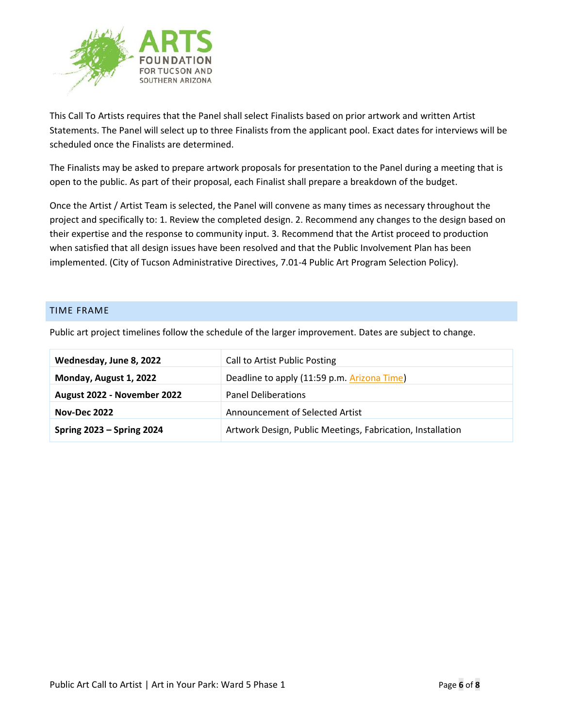This Call To Artists requires that the Panel shall select Finalists based on prior artwork and written Artist Statements. The Panel will select up to three Finalists from the applicant pool. Exact dates for interviews will be scheduled once the Finalists are determined.

The Finalists may be asked to prepare artwork proposals for presentation to the Panel during a meeting that is open to the public. As part of their proposal, each Finalist shall prepare a breakdown of the budget.

Once the Artist / Artist Team is selected, the Panel will convene as many times as necessary throughout the project and specifically to: 1. Review the completed design. 2. Recommend any changes to the design based on their expertise and the response to community input. 3. Recommend that the Artist proceed to production when satisfied that all design issues have been resolved and that the Public Involvement Plan has been implemented. (City of Tucson Administrative Directives, 7.01-4 Public Art Program Selection Policy).

## TIME FRAME

Public art project timelines follow the schedule of the larger improvement. Dates are subject to change.

| | |
|---|---|
| **Wednesday, June 8, 2022** | Call to Artist Public Posting |
| **Monday, August 1, 2022** | Deadline to apply (11:59 p.m. Arizona Time) |
| **August 2022 - November 2022** | Panel Deliberations |
| **Nov-Dec 2022** | Announcement of Selected Artist |
| **Spring 2023 – Spring 2024** | Artwork Design, Public Meetings, Fabrication, Installation |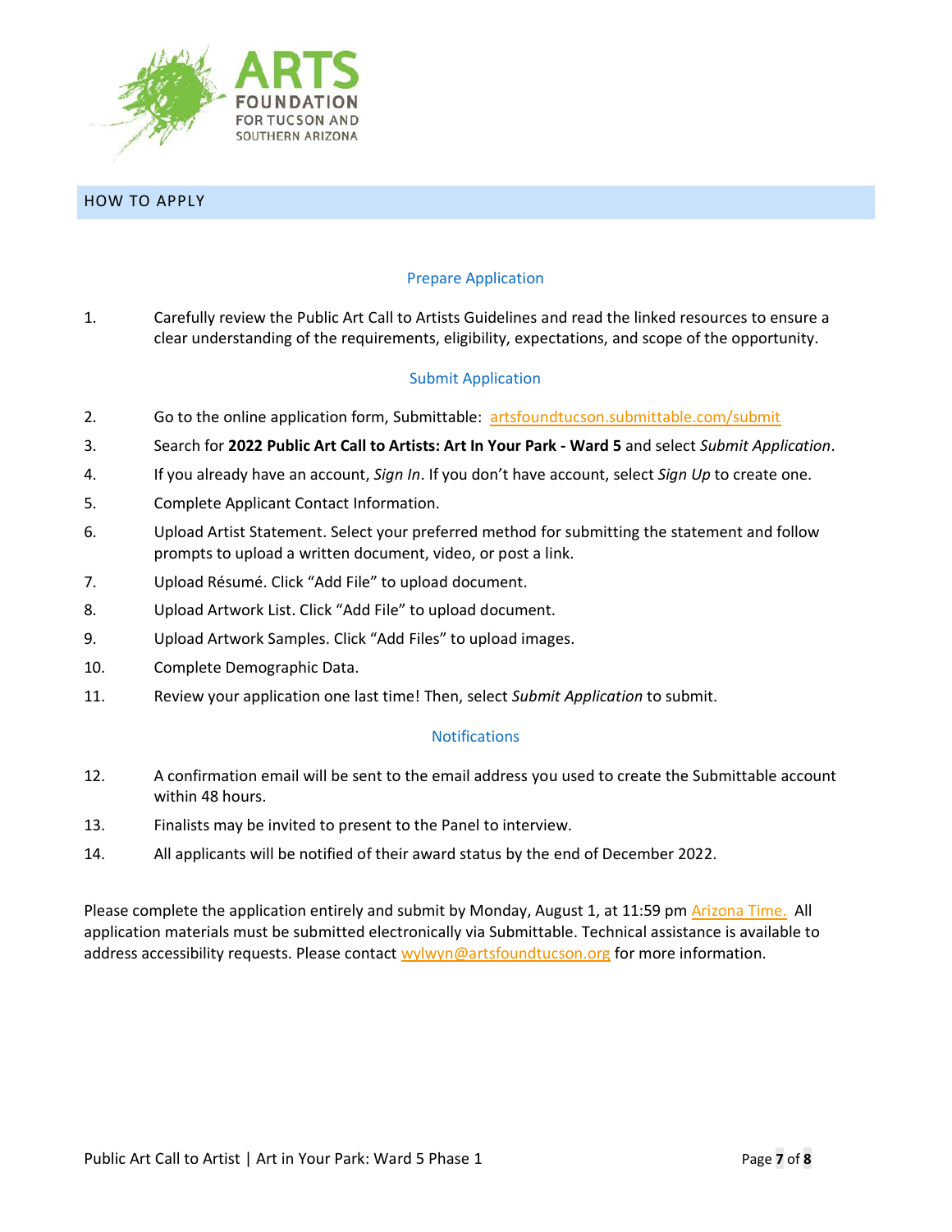## HOW TO APPLY

### Prepare Application

1. Carefully review the Public Art Call to Artists Guidelines and read the linked resources to ensure a clear understanding of the requirements, eligibility, expectations, and scope of the opportunity.

### Submit Application

2. Go to the online application form, Submittable: [artsfoundtucson.submittable.com/submit](artsfoundtucson.submittable.com/submit)
3. Search for **2022 Public Art Call to Artists: Art In Your Park - Ward 5** and select *Submit Application*.
4. If you already have an account, *Sign In*. If you don't have account, select *Sign Up* to create one.
5. Complete Applicant Contact Information.
6. Upload Artist Statement. Select your preferred method for submitting the statement and follow prompts to upload a written document, video, or post a link.
7. Upload Résumé. Click "Add File" to upload document.
8. Upload Artwork List. Click "Add File" to upload document.
9. Upload Artwork Samples. Click "Add Files" to upload images.
10. Complete Demographic Data.
11. Review your application one last time! Then, select *Submit Application* to submit.

### Notifications

12. A confirmation email will be sent to the email address you used to create the Submittable account within 48 hours.
13. Finalists may be invited to present to the Panel to interview.
14. All applicants will be notified of their award status by the end of December 2022.

Please complete the application entirely and submit by Monday, August 1, at 11:59 pm Arizona Time. All application materials must be submitted electronically via Submittable. Technical assistance is available to address accessibility requests. Please contact wylwyn@artsfoundtucson.org for more information.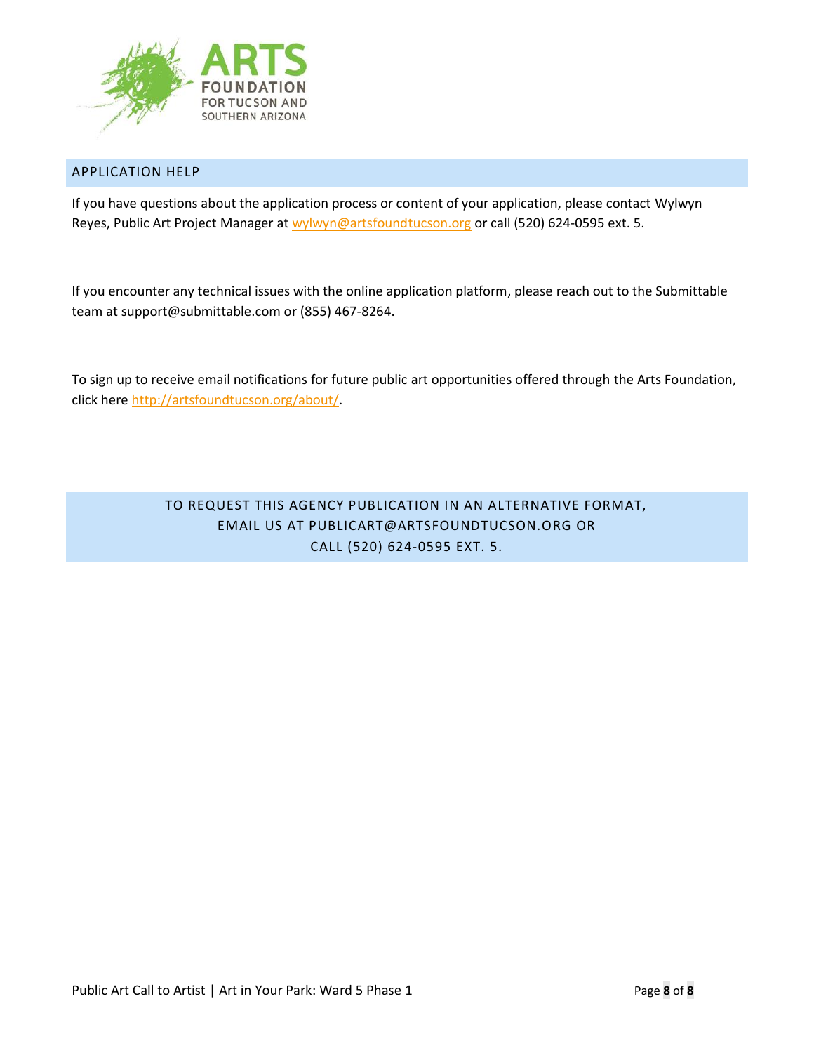## APPLICATION HELP

If you have questions about the application process or content of your application, please contact Wylwyn Reyes, Public Art Project Manager at wylwyn@artsfoundtucson.org or call (520) 624-0595 ext. 5.

If you encounter any technical issues with the online application platform, please reach out to the Submittable team at support@submittable.com or (855) 467-8264.

To sign up to receive email notifications for future public art opportunities offered through the Arts Foundation, click here http://artsfoundtucson.org/about/.

TO REQUEST THIS AGENCY PUBLICATION IN AN ALTERNATIVE FORMAT, EMAIL US AT PUBLICART@ARTSFOUNDTUCSON.ORG OR CALL (520) 624-0595 EXT. 5.